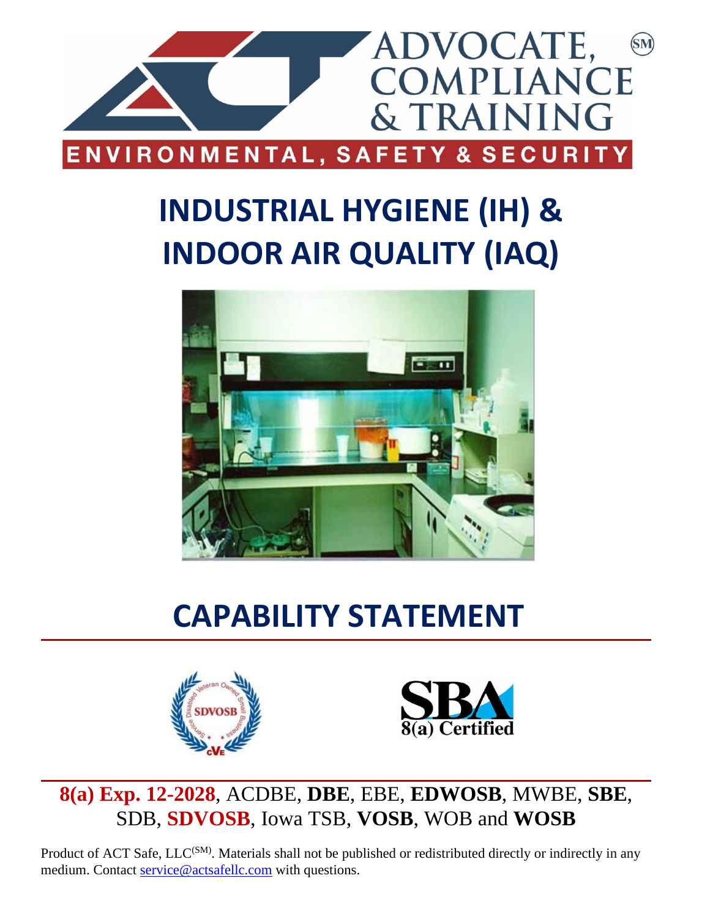ADVOCATE, COMPLIANCE & TRAINING (SM)

ENVIRONMENTAL, SAFETY & SECURITY

# INDUSTRIAL HYGIENE (IH) & INDOOR AIR QUALITY (IAQ)

# CAPABILITY STATEMENT

**8(a) Exp. 12-2028**, ACDBE, **DBE**, EBE, **EDWOSB**, MWBE, **SBE**, SDB, **SDVOSB**, Iowa TSB, **VOSB**, WOB and **WOSB**

Product of ACT Safe, LLC(SM). Materials shall not be published or redistributed directly or indirectly in any medium. Contact service@actsafellc.com with questions.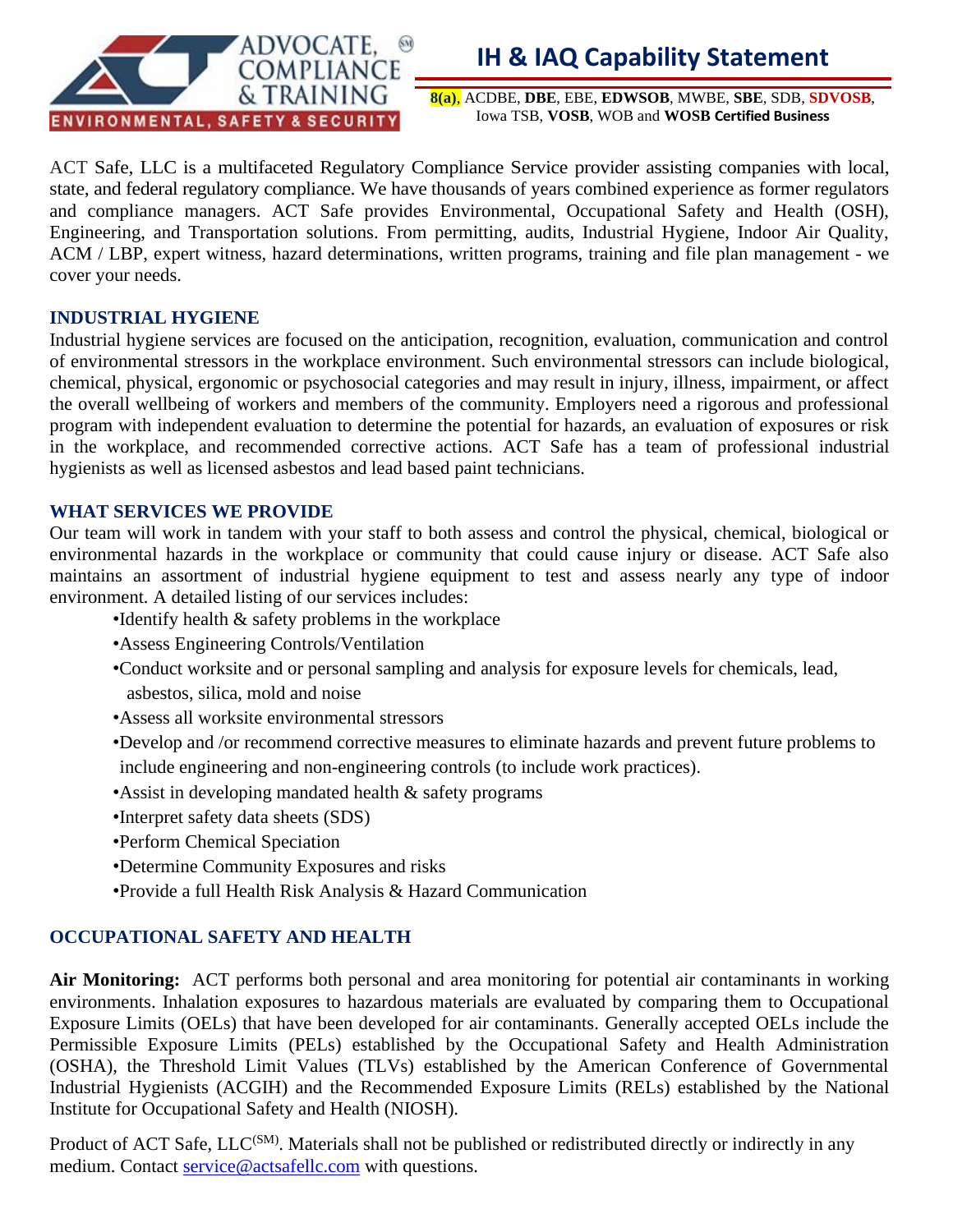ADVOCATE, COMPLIANCE & TRAINING
ENVIRONMENTAL, SAFETY & SECURITY

# IH & IAQ Capability Statement

**8(a)**, ACDBE, **DBE**, EBE, **EDWSOB**, MWBE, **SBE**, SDB, **SDVOSB**, Iowa TSB, **VOSB**, WOB and **WOSB Certified Business**

ACT Safe, LLC is a multifaceted Regulatory Compliance Service provider assisting companies with local, state, and federal regulatory compliance. We have thousands of years combined experience as former regulators and compliance managers. ACT Safe provides Environmental, Occupational Safety and Health (OSH), Engineering, and Transportation solutions. From permitting, audits, Industrial Hygiene, Indoor Air Quality, ACM / LBP, expert witness, hazard determinations, written programs, training and file plan management - we cover your needs.

## INDUSTRIAL HYGIENE

Industrial hygiene services are focused on the anticipation, recognition, evaluation, communication and control of environmental stressors in the workplace environment. Such environmental stressors can include biological, chemical, physical, ergonomic or psychosocial categories and may result in injury, illness, impairment, or affect the overall wellbeing of workers and members of the community. Employers need a rigorous and professional program with independent evaluation to determine the potential for hazards, an evaluation of exposures or risk in the workplace, and recommended corrective actions. ACT Safe has a team of professional industrial hygienists as well as licensed asbestos and lead based paint technicians.

## WHAT SERVICES WE PROVIDE

Our team will work in tandem with your staff to both assess and control the physical, chemical, biological or environmental hazards in the workplace or community that could cause injury or disease. ACT Safe also maintains an assortment of industrial hygiene equipment to test and assess nearly any type of indoor environment. A detailed listing of our services includes:

- Identify health & safety problems in the workplace
- Assess Engineering Controls/Ventilation
- Conduct worksite and or personal sampling and analysis for exposure levels for chemicals, lead, asbestos, silica, mold and noise
- Assess all worksite environmental stressors
- Develop and /or recommend corrective measures to eliminate hazards and prevent future problems to include engineering and non-engineering controls (to include work practices).
- Assist in developing mandated health & safety programs
- Interpret safety data sheets (SDS)
- Perform Chemical Speciation
- Determine Community Exposures and risks
- Provide a full Health Risk Analysis & Hazard Communication

## OCCUPATIONAL SAFETY AND HEALTH

**Air Monitoring:** ACT performs both personal and area monitoring for potential air contaminants in working environments. Inhalation exposures to hazardous materials are evaluated by comparing them to Occupational Exposure Limits (OELs) that have been developed for air contaminants. Generally accepted OELs include the Permissible Exposure Limits (PELs) established by the Occupational Safety and Health Administration (OSHA), the Threshold Limit Values (TLVs) established by the American Conference of Governmental Industrial Hygienists (ACGIH) and the Recommended Exposure Limits (RELs) established by the National Institute for Occupational Safety and Health (NIOSH).

Product of ACT Safe, LLC(SM). Materials shall not be published or redistributed directly or indirectly in any medium. Contact service@actsafellc.com with questions.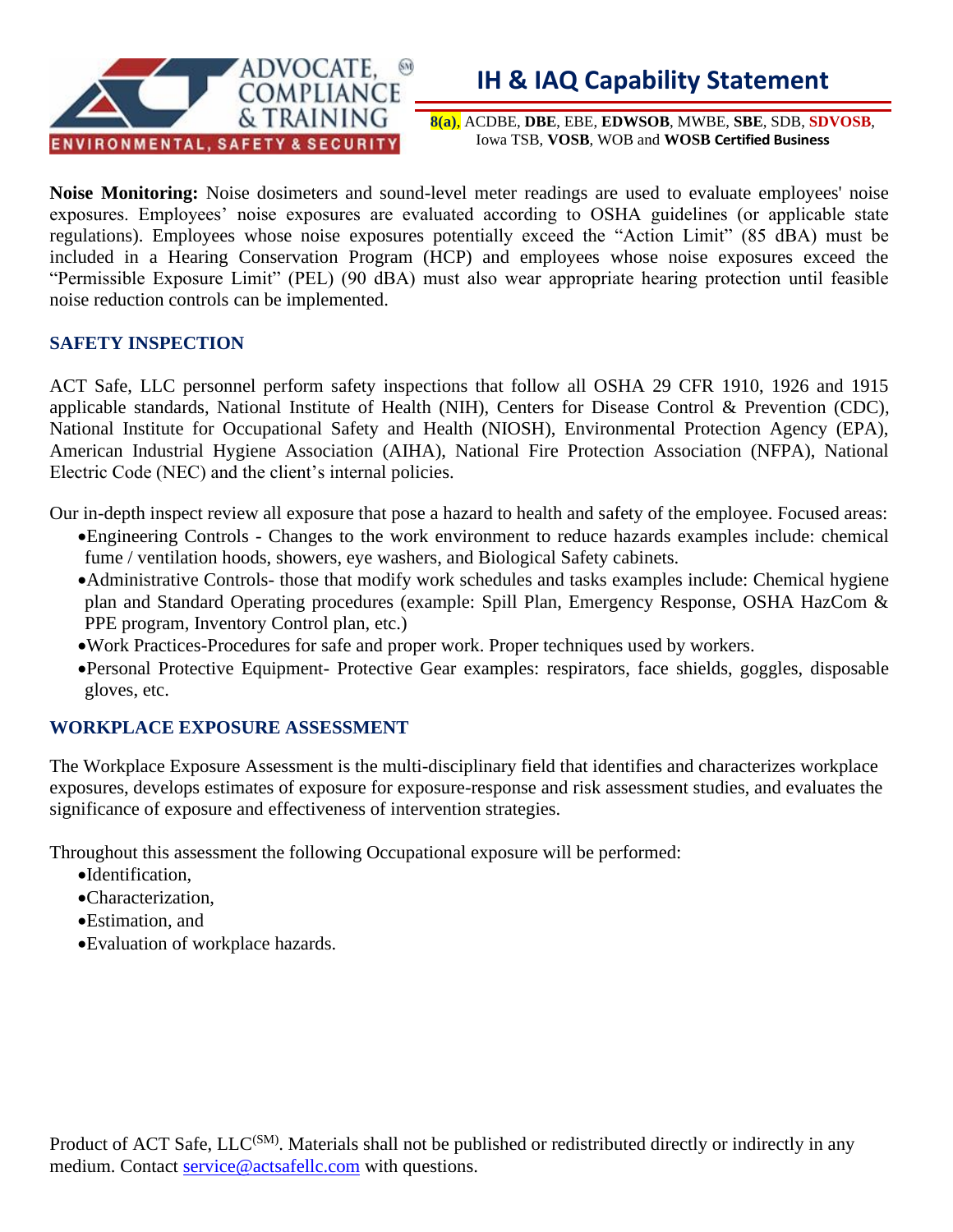**Noise Monitoring:** Noise dosimeters and sound-level meter readings are used to evaluate employees' noise exposures. Employees' noise exposures are evaluated according to OSHA guidelines (or applicable state regulations). Employees whose noise exposures potentially exceed the "Action Limit" (85 dBA) must be included in a Hearing Conservation Program (HCP) and employees whose noise exposures exceed the "Permissible Exposure Limit" (PEL) (90 dBA) must also wear appropriate hearing protection until feasible noise reduction controls can be implemented.

## SAFETY INSPECTION

ACT Safe, LLC personnel perform safety inspections that follow all OSHA 29 CFR 1910, 1926 and 1915 applicable standards, National Institute of Health (NIH), Centers for Disease Control & Prevention (CDC), National Institute for Occupational Safety and Health (NIOSH), Environmental Protection Agency (EPA), American Industrial Hygiene Association (AIHA), National Fire Protection Association (NFPA), National Electric Code (NEC) and the client's internal policies.

Our in-depth inspect review all exposure that pose a hazard to health and safety of the employee. Focused areas:

- Engineering Controls - Changes to the work environment to reduce hazards examples include: chemical fume / ventilation hoods, showers, eye washers, and Biological Safety cabinets.
- Administrative Controls- those that modify work schedules and tasks examples include: Chemical hygiene plan and Standard Operating procedures (example: Spill Plan, Emergency Response, OSHA HazCom & PPE program, Inventory Control plan, etc.)
- Work Practices-Procedures for safe and proper work. Proper techniques used by workers.
- Personal Protective Equipment- Protective Gear examples: respirators, face shields, goggles, disposable gloves, etc.

## WORKPLACE EXPOSURE ASSESSMENT

The Workplace Exposure Assessment is the multi-disciplinary field that identifies and characterizes workplace exposures, develops estimates of exposure for exposure-response and risk assessment studies, and evaluates the significance of exposure and effectiveness of intervention strategies.

Throughout this assessment the following Occupational exposure will be performed:

- Identification,
- Characterization,
- Estimation, and
- Evaluation of workplace hazards.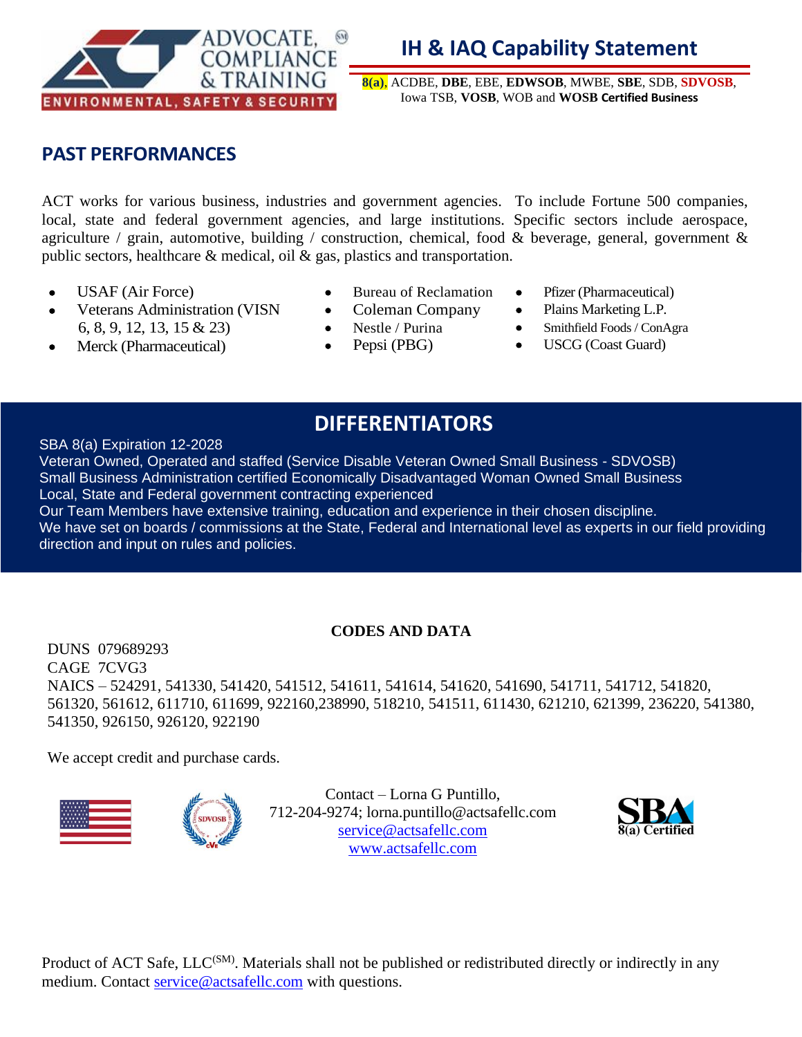**IH & IAQ Capability Statement**

**8(a)**, ACDBE, **DBE**, EBE, **EDWSOB**, MWBE, **SBE**, SDB, **SDVOSB**, Iowa TSB, **VOSB**, WOB and **WOSB Certified Business**

## PAST PERFORMANCES

ACT works for various business, industries and government agencies. To include Fortune 500 companies, local, state and federal government agencies, and large institutions. Specific sectors include aerospace, agriculture / grain, automotive, building / construction, chemical, food & beverage, general, government & public sectors, healthcare & medical, oil & gas, plastics and transportation.

- USAF (Air Force)
- Veterans Administration (VISN 6, 8, 9, 12, 13, 15 & 23)
- Merck (Pharmaceutical)
- Bureau of Reclamation
- Coleman Company
- Nestle / Purina
- Pepsi (PBG)
- Pfizer (Pharmaceutical)
- Plains Marketing L.P.
- Smithfield Foods / ConAgra
- USCG (Coast Guard)

## DIFFERENTIATORS

SBA 8(a) Expiration 12-2028
Veteran Owned, Operated and staffed (Service Disable Veteran Owned Small Business - SDVOSB)
Small Business Administration certified Economically Disadvantaged Woman Owned Small Business
Local, State and Federal government contracting experienced
Our Team Members have extensive training, education and experience in their chosen discipline.
We have set on boards / commissions at the State, Federal and International level as experts in our field providing direction and input on rules and policies.

**CODES AND DATA**

DUNS 079689293
CAGE 7CVG3
NAICS – 524291, 541330, 541420, 541512, 541611, 541614, 541620, 541690, 541711, 541712, 541820, 561320, 561612, 611710, 611699, 922160,238990, 518210, 541511, 611430, 621210, 621399, 236220, 541380, 541350, 926150, 926120, 922190

We accept credit and purchase cards.

Contact – Lorna G Puntillo,
712-204-9274; lorna.puntillo@actsafellc.com
service@actsafellc.com
www.actsafellc.com

SBA 8(a) Certified

Product of ACT Safe, LLC(SM). Materials shall not be published or redistributed directly or indirectly in any medium. Contact service@actsafellc.com with questions.